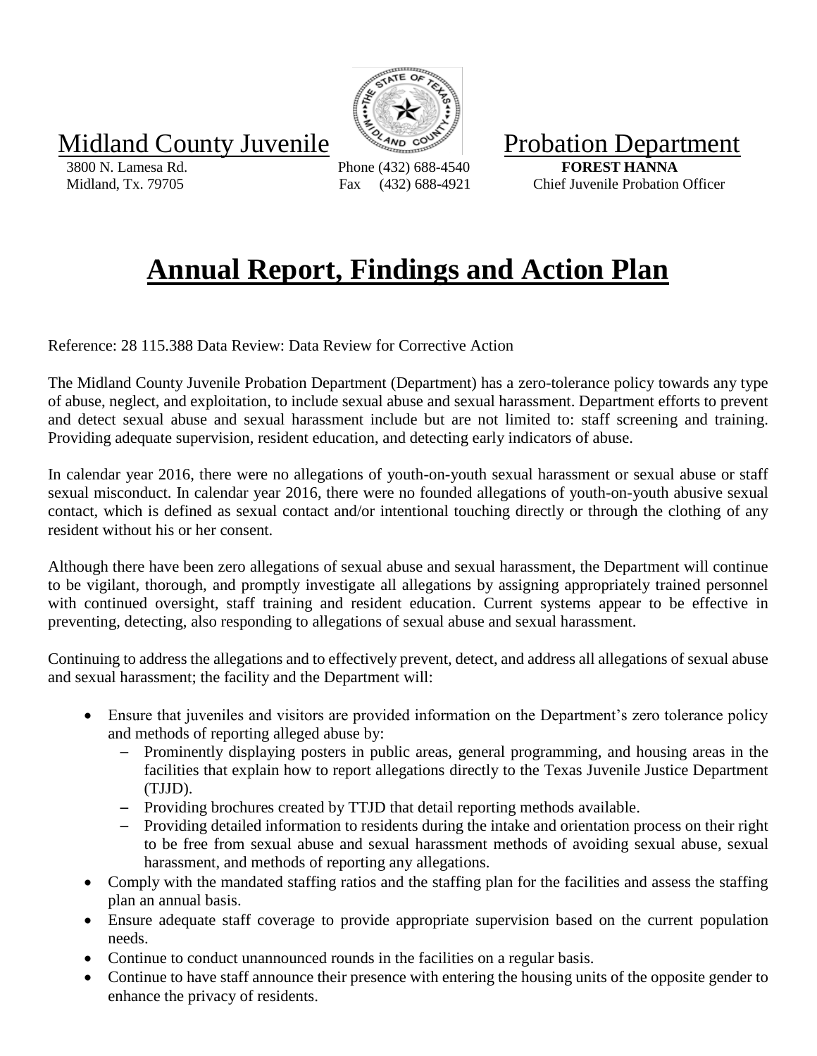Midland County Juvenile Probation Department

3800 N. Lamesa Rd.
Midland, Tx. 79705

Phone (432) 688-4540
Fax (432) 688-4921

**FOREST HANNA**
Chief Juvenile Probation Officer

# Annual Report, Findings and Action Plan

Reference: 28 115.388 Data Review: Data Review for Corrective Action

The Midland County Juvenile Probation Department (Department) has a zero-tolerance policy towards any type of abuse, neglect, and exploitation, to include sexual abuse and sexual harassment. Department efforts to prevent and detect sexual abuse and sexual harassment include but are not limited to: staff screening and training. Providing adequate supervision, resident education, and detecting early indicators of abuse.

In calendar year 2016, there were no allegations of youth-on-youth sexual harassment or sexual abuse or staff sexual misconduct. In calendar year 2016, there were no founded allegations of youth-on-youth abusive sexual contact, which is defined as sexual contact and/or intentional touching directly or through the clothing of any resident without his or her consent.

Although there have been zero allegations of sexual abuse and sexual harassment, the Department will continue to be vigilant, thorough, and promptly investigate all allegations by assigning appropriately trained personnel with continued oversight, staff training and resident education. Current systems appear to be effective in preventing, detecting, also responding to allegations of sexual abuse and sexual harassment.

Continuing to address the allegations and to effectively prevent, detect, and address all allegations of sexual abuse and sexual harassment; the facility and the Department will:

- Ensure that juveniles and visitors are provided information on the Department's zero tolerance policy and methods of reporting alleged abuse by:
  - Prominently displaying posters in public areas, general programming, and housing areas in the facilities that explain how to report allegations directly to the Texas Juvenile Justice Department (TJJD).
  - Providing brochures created by TTJD that detail reporting methods available.
  - Providing detailed information to residents during the intake and orientation process on their right to be free from sexual abuse and sexual harassment methods of avoiding sexual abuse, sexual harassment, and methods of reporting any allegations.
- Comply with the mandated staffing ratios and the staffing plan for the facilities and assess the staffing plan an annual basis.
- Ensure adequate staff coverage to provide appropriate supervision based on the current population needs.
- Continue to conduct unannounced rounds in the facilities on a regular basis.
- Continue to have staff announce their presence with entering the housing units of the opposite gender to enhance the privacy of residents.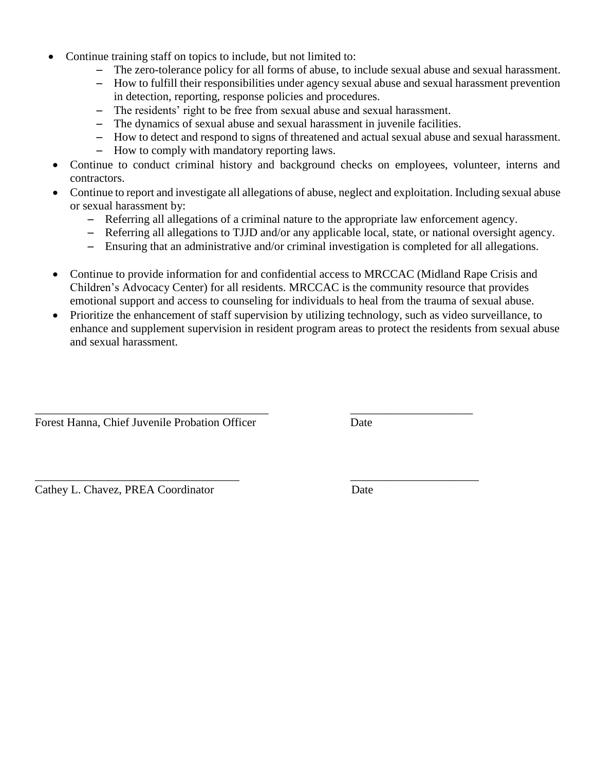- Continue training staff on topics to include, but not limited to:
  - The zero-tolerance policy for all forms of abuse, to include sexual abuse and sexual harassment.
  - How to fulfill their responsibilities under agency sexual abuse and sexual harassment prevention in detection, reporting, response policies and procedures.
  - The residents' right to be free from sexual abuse and sexual harassment.
  - The dynamics of sexual abuse and sexual harassment in juvenile facilities.
  - How to detect and respond to signs of threatened and actual sexual abuse and sexual harassment.
  - How to comply with mandatory reporting laws.
- Continue to conduct criminal history and background checks on employees, volunteer, interns and contractors.
- Continue to report and investigate all allegations of abuse, neglect and exploitation. Including sexual abuse or sexual harassment by:
  - Referring all allegations of a criminal nature to the appropriate law enforcement agency.
  - Referring all allegations to TJJD and/or any applicable local, state, or national oversight agency.
  - Ensuring that an administrative and/or criminal investigation is completed for all allegations.

- Continue to provide information for and confidential access to MRCCAC (Midland Rape Crisis and Children's Advocacy Center) for all residents. MRCCAC is the community resource that provides emotional support and access to counseling for individuals to heal from the trauma of sexual abuse.
- Prioritize the enhancement of staff supervision by utilizing technology, such as video surveillance, to enhance and supplement supervision in resident program areas to protect the residents from sexual abuse and sexual harassment.

_________________________________________ _____________________

Forest Hanna, Chief Juvenile Probation Officer Date

____________________________________ ______________________

Cathey L. Chavez, PREA Coordinator Date